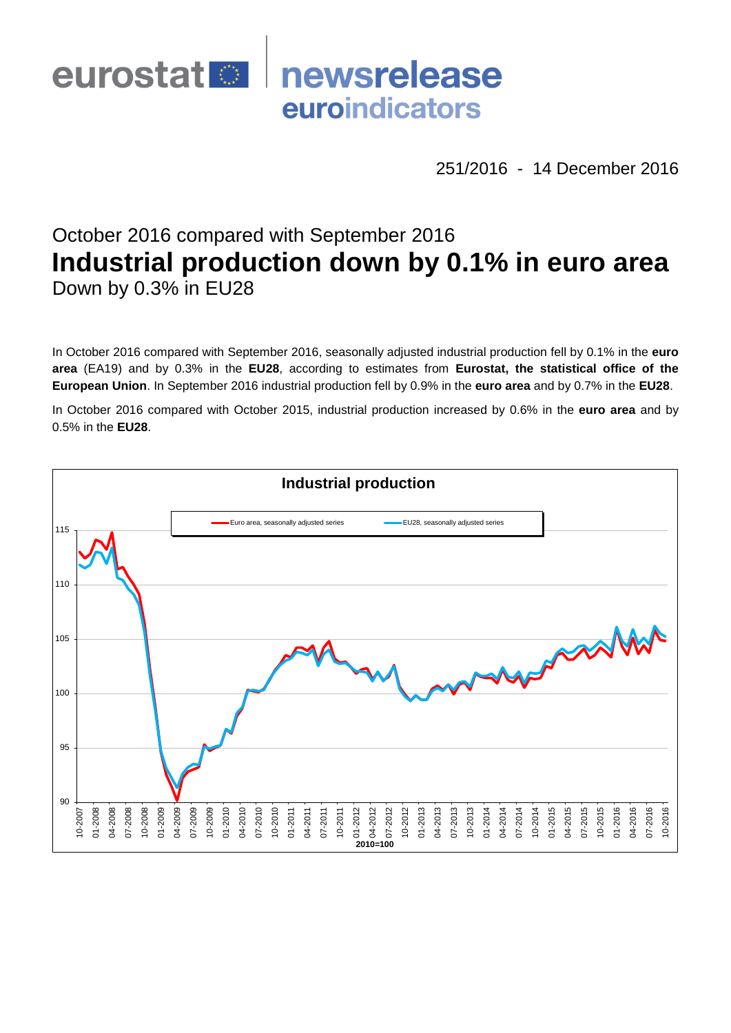eurostat newsrelease euroindicators

251/2016 - 14 December 2016

October 2016 compared with September 2016

# Industrial production down by 0.1% in euro area

## Down by 0.3% in EU28

In October 2016 compared with September 2016, seasonally adjusted industrial production fell by 0.1% in the **euro area** (EA19) and by 0.3% in the **EU28**, according to estimates from **Eurostat, the statistical office of the European Union**. In September 2016 industrial production fell by 0.9% in the **euro area** and by 0.7% in the **EU28**.

In October 2016 compared with October 2015, industrial production increased by 0.6% in the **euro area** and by 0.5% in the **EU28**.

**Industrial production**

Euro area, seasonally adjusted series — EU28, seasonally adjusted series

2010=100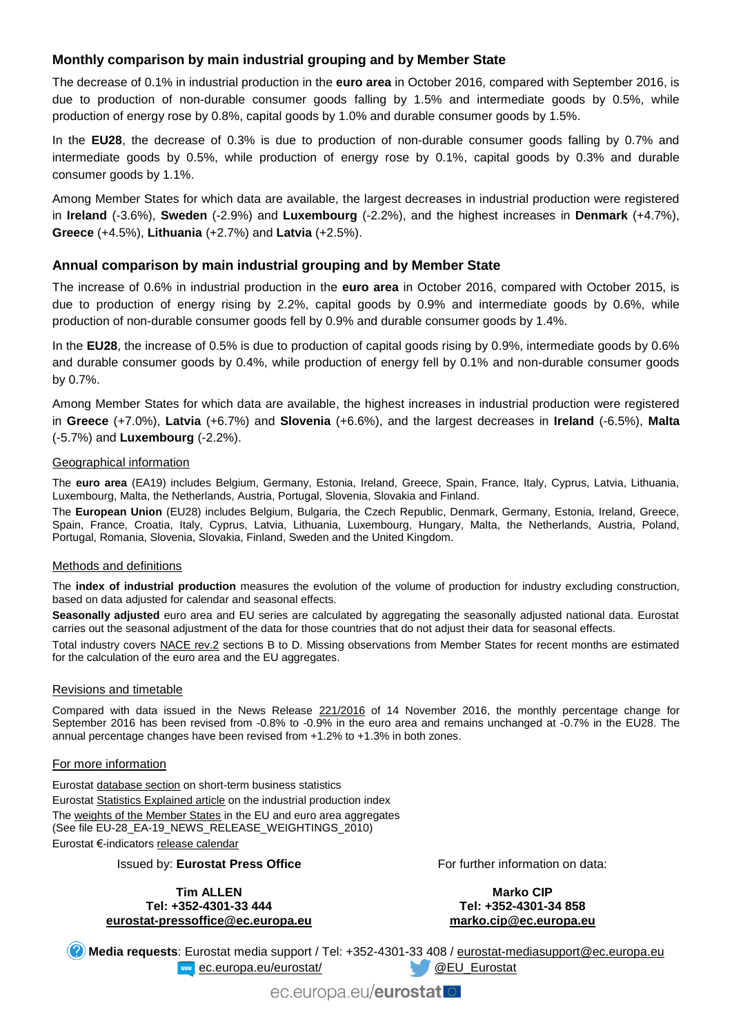## Monthly comparison by main industrial grouping and by Member State

The decrease of 0.1% in industrial production in the **euro area** in October 2016, compared with September 2016, is due to production of non-durable consumer goods falling by 1.5% and intermediate goods by 0.5%, while production of energy rose by 0.8%, capital goods by 1.0% and durable consumer goods by 1.5%.

In the **EU28**, the decrease of 0.3% is due to production of non-durable consumer goods falling by 0.7% and intermediate goods by 0.5%, while production of energy rose by 0.1%, capital goods by 0.3% and durable consumer goods by 1.1%.

Among Member States for which data are available, the largest decreases in industrial production were registered in **Ireland** (-3.6%), **Sweden** (-2.9%) and **Luxembourg** (-2.2%), and the highest increases in **Denmark** (+4.7%), **Greece** (+4.5%), **Lithuania** (+2.7%) and **Latvia** (+2.5%).

## Annual comparison by main industrial grouping and by Member State

The increase of 0.6% in industrial production in the **euro area** in October 2016, compared with October 2015, is due to production of energy rising by 2.2%, capital goods by 0.9% and intermediate goods by 0.6%, while production of non-durable consumer goods fell by 0.9% and durable consumer goods by 1.4%.

In the **EU28**, the increase of 0.5% is due to production of capital goods rising by 0.9%, intermediate goods by 0.6% and durable consumer goods by 0.4%, while production of energy fell by 0.1% and non-durable consumer goods by 0.7%.

Among Member States for which data are available, the highest increases in industrial production were registered in **Greece** (+7.0%), **Latvia** (+6.7%) and **Slovenia** (+6.6%), and the largest decreases in **Ireland** (-6.5%), **Malta** (-5.7%) and **Luxembourg** (-2.2%).

### Geographical information

The **euro area** (EA19) includes Belgium, Germany, Estonia, Ireland, Greece, Spain, France, Italy, Cyprus, Latvia, Lithuania, Luxembourg, Malta, the Netherlands, Austria, Portugal, Slovenia, Slovakia and Finland.

The **European Union** (EU28) includes Belgium, Bulgaria, the Czech Republic, Denmark, Germany, Estonia, Ireland, Greece, Spain, France, Croatia, Italy, Cyprus, Latvia, Lithuania, Luxembourg, Hungary, Malta, the Netherlands, Austria, Poland, Portugal, Romania, Slovenia, Slovakia, Finland, Sweden and the United Kingdom.

### Methods and definitions

The **index of industrial production** measures the evolution of the volume of production for industry excluding construction, based on data adjusted for calendar and seasonal effects.

**Seasonally adjusted** euro area and EU series are calculated by aggregating the seasonally adjusted national data. Eurostat carries out the seasonal adjustment of the data for those countries that do not adjust their data for seasonal effects.

Total industry covers NACE rev.2 sections B to D. Missing observations from Member States for recent months are estimated for the calculation of the euro area and the EU aggregates.

### Revisions and timetable

Compared with data issued in the News Release 221/2016 of 14 November 2016, the monthly percentage change for September 2016 has been revised from -0.8% to -0.9% in the euro area and remains unchanged at -0.7% in the EU28. The annual percentage changes have been revised from +1.2% to +1.3% in both zones.

### For more information

Eurostat database section on short-term business statistics
Eurostat Statistics Explained article on the industrial production index
The weights of the Member States in the EU and euro area aggregates
(See file EU-28_EA-19_NEWS_RELEASE_WEIGHTINGS_2010)
Eurostat €-indicators release calendar

Issued by: **Eurostat Press Office**

**Tim ALLEN**
**Tel: +352-4301-33 444**
**eurostat-pressoffice@ec.europa.eu**

For further information on data:

**Marko CIP**
**Tel: +352-4301-34 858**
**marko.cip@ec.europa.eu**

**Media requests**: Eurostat media support / Tel: +352-4301-33 408 / eurostat-mediasupport@ec.europa.eu

ec.europa.eu/eurostat/ @EU_Eurostat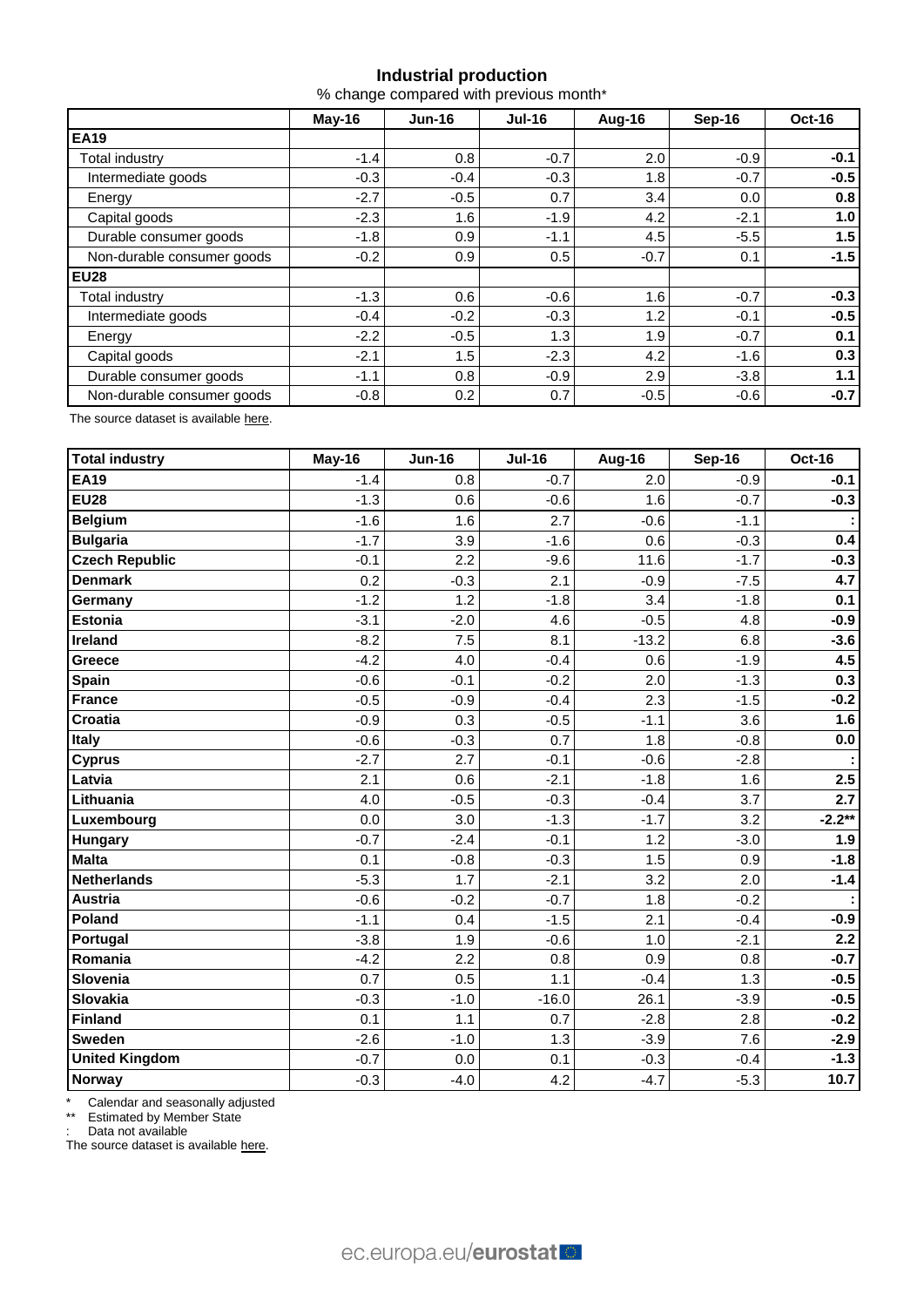## Industrial production

% change compared with previous month*

| | May-16 | Jun-16 | Jul-16 | Aug-16 | Sep-16 | Oct-16 |
|---|---|---|---|---|---|---|
| **EA19** | | | | | | |
| Total industry | -1.4 | 0.8 | -0.7 | 2.0 | -0.9 | **-0.1** |
| Intermediate goods | -0.3 | -0.4 | -0.3 | 1.8 | -0.7 | **-0.5** |
| Energy | -2.7 | -0.5 | 0.7 | 3.4 | 0.0 | **0.8** |
| Capital goods | -2.3 | 1.6 | -1.9 | 4.2 | -2.1 | **1.0** |
| Durable consumer goods | -1.8 | 0.9 | -1.1 | 4.5 | -5.5 | **1.5** |
| Non-durable consumer goods | -0.2 | 0.9 | 0.5 | -0.7 | 0.1 | **-1.5** |
| **EU28** | | | | | | |
| Total industry | -1.3 | 0.6 | -0.6 | 1.6 | -0.7 | **-0.3** |
| Intermediate goods | -0.4 | -0.2 | -0.3 | 1.2 | -0.1 | **-0.5** |
| Energy | -2.2 | -0.5 | 1.3 | 1.9 | -0.7 | **0.1** |
| Capital goods | -2.1 | 1.5 | -2.3 | 4.2 | -1.6 | **0.3** |
| Durable consumer goods | -1.1 | 0.8 | -0.9 | 2.9 | -3.8 | **1.1** |
| Non-durable consumer goods | -0.8 | 0.2 | 0.7 | -0.5 | -0.6 | **-0.7** |

The source dataset is available here.

| Total industry | May-16 | Jun-16 | Jul-16 | Aug-16 | Sep-16 | Oct-16 |
|---|---|---|---|---|---|---|
| **EA19** | -1.4 | 0.8 | -0.7 | 2.0 | -0.9 | **-0.1** |
| **EU28** | -1.3 | 0.6 | -0.6 | 1.6 | -0.7 | **-0.3** |
| **Belgium** | -1.6 | 1.6 | 2.7 | -0.6 | -1.1 | **:** |
| **Bulgaria** | -1.7 | 3.9 | -1.6 | 0.6 | -0.3 | **0.4** |
| **Czech Republic** | -0.1 | 2.2 | -9.6 | 11.6 | -1.7 | **-0.3** |
| **Denmark** | 0.2 | -0.3 | 2.1 | -0.9 | -7.5 | **4.7** |
| **Germany** | -1.2 | 1.2 | -1.8 | 3.4 | -1.8 | **0.1** |
| **Estonia** | -3.1 | -2.0 | 4.6 | -0.5 | 4.8 | **-0.9** |
| **Ireland** | -8.2 | 7.5 | 8.1 | -13.2 | 6.8 | **-3.6** |
| **Greece** | -4.2 | 4.0 | -0.4 | 0.6 | -1.9 | **4.5** |
| **Spain** | -0.6 | -0.1 | -0.2 | 2.0 | -1.3 | **0.3** |
| **France** | -0.5 | -0.9 | -0.4 | 2.3 | -1.5 | **-0.2** |
| **Croatia** | -0.9 | 0.3 | -0.5 | -1.1 | 3.6 | **1.6** |
| **Italy** | -0.6 | -0.3 | 0.7 | 1.8 | -0.8 | **0.0** |
| **Cyprus** | -2.7 | 2.7 | -0.1 | -0.6 | -2.8 | **:** |
| **Latvia** | 2.1 | 0.6 | -2.1 | -1.8 | 1.6 | **2.5** |
| **Lithuania** | 4.0 | -0.5 | -0.3 | -0.4 | 3.7 | **2.7** |
| **Luxembourg** | 0.0 | 3.0 | -1.3 | -1.7 | 3.2 | **-2.2**** |
| **Hungary** | -0.7 | -2.4 | -0.1 | 1.2 | -3.0 | **1.9** |
| **Malta** | 0.1 | -0.8 | -0.3 | 1.5 | 0.9 | **-1.8** |
| **Netherlands** | -5.3 | 1.7 | -2.1 | 3.2 | 2.0 | **-1.4** |
| **Austria** | -0.6 | -0.2 | -0.7 | 1.8 | -0.2 | **:** |
| **Poland** | -1.1 | 0.4 | -1.5 | 2.1 | -0.4 | **-0.9** |
| **Portugal** | -3.8 | 1.9 | -0.6 | 1.0 | -2.1 | **2.2** |
| **Romania** | -4.2 | 2.2 | 0.8 | 0.9 | 0.8 | **-0.7** |
| **Slovenia** | 0.7 | 0.5 | 1.1 | -0.4 | 1.3 | **-0.5** |
| **Slovakia** | -0.3 | -1.0 | -16.0 | 26.1 | -3.9 | **-0.5** |
| **Finland** | 0.1 | 1.1 | 0.7 | -2.8 | 2.8 | **-0.2** |
| **Sweden** | -2.6 | -1.0 | 1.3 | -3.9 | 7.6 | **-2.9** |
| **United Kingdom** | -0.7 | 0.0 | 0.1 | -0.3 | -0.4 | **-1.3** |
| **Norway** | -0.3 | -4.0 | 4.2 | -4.7 | -5.3 | **10.7** |

\* Calendar and seasonally adjusted

** Estimated by Member State

: Data not available

The source dataset is available here.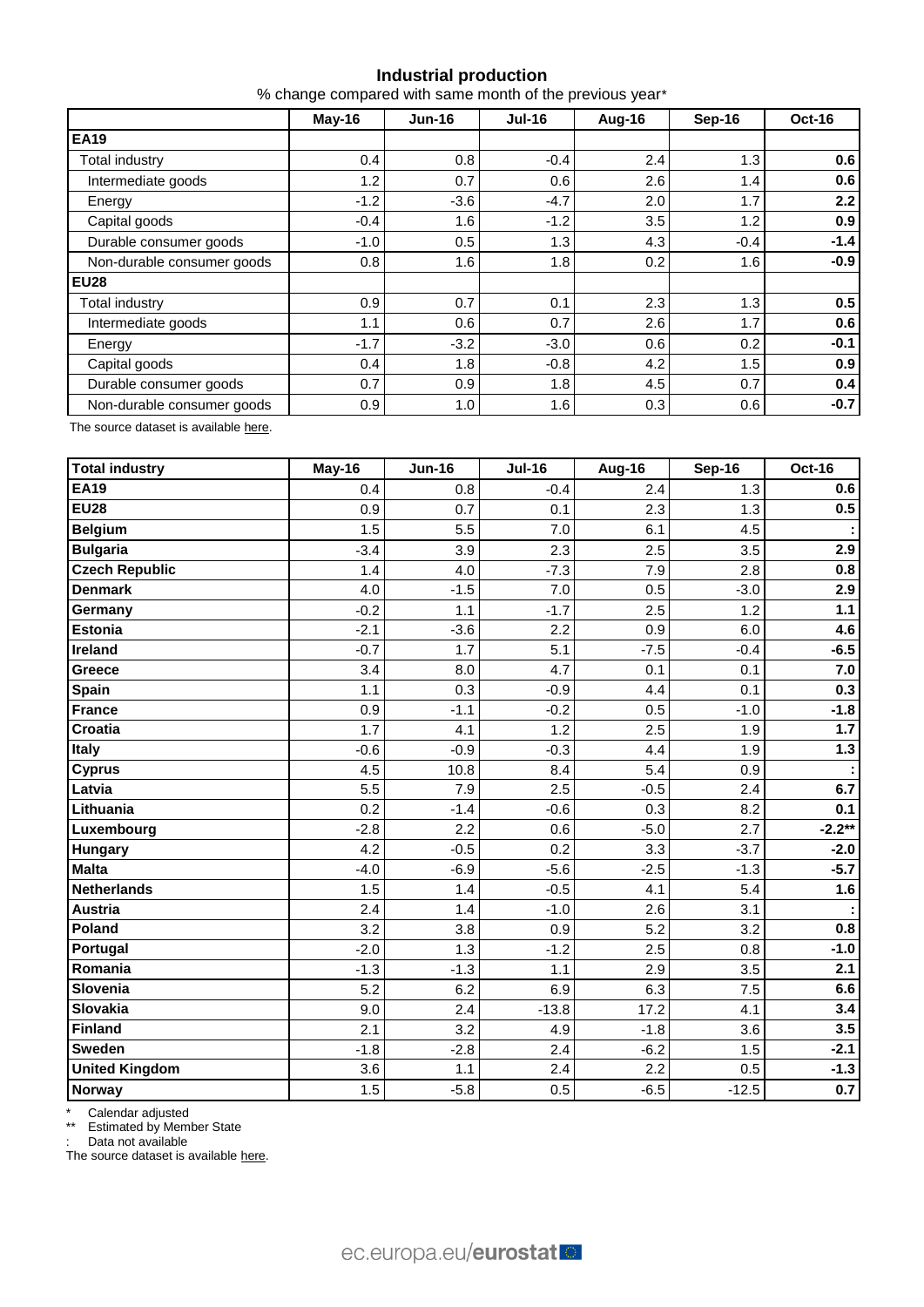## Industrial production

% change compared with same month of the previous year*

| | May-16 | Jun-16 | Jul-16 | Aug-16 | Sep-16 | Oct-16 |
|---|---|---|---|---|---|---|
| **EA19** | | | | | | |
| Total industry | 0.4 | 0.8 | -0.4 | 2.4 | 1.3 | **0.6** |
| Intermediate goods | 1.2 | 0.7 | 0.6 | 2.6 | 1.4 | **0.6** |
| Energy | -1.2 | -3.6 | -4.7 | 2.0 | 1.7 | **2.2** |
| Capital goods | -0.4 | 1.6 | -1.2 | 3.5 | 1.2 | **0.9** |
| Durable consumer goods | -1.0 | 0.5 | 1.3 | 4.3 | -0.4 | **-1.4** |
| Non-durable consumer goods | 0.8 | 1.6 | 1.8 | 0.2 | 1.6 | **-0.9** |
| **EU28** | | | | | | |
| Total industry | 0.9 | 0.7 | 0.1 | 2.3 | 1.3 | **0.5** |
| Intermediate goods | 1.1 | 0.6 | 0.7 | 2.6 | 1.7 | **0.6** |
| Energy | -1.7 | -3.2 | -3.0 | 0.6 | 0.2 | **-0.1** |
| Capital goods | 0.4 | 1.8 | -0.8 | 4.2 | 1.5 | **0.9** |
| Durable consumer goods | 0.7 | 0.9 | 1.8 | 4.5 | 0.7 | **0.4** |
| Non-durable consumer goods | 0.9 | 1.0 | 1.6 | 0.3 | 0.6 | **-0.7** |

The source dataset is available here.

| Total industry | May-16 | Jun-16 | Jul-16 | Aug-16 | Sep-16 | Oct-16 |
|---|---|---|---|---|---|---|
| **EA19** | 0.4 | 0.8 | -0.4 | 2.4 | 1.3 | **0.6** |
| **EU28** | 0.9 | 0.7 | 0.1 | 2.3 | 1.3 | **0.5** |
| **Belgium** | 1.5 | 5.5 | 7.0 | 6.1 | 4.5 | **:** |
| **Bulgaria** | -3.4 | 3.9 | 2.3 | 2.5 | 3.5 | **2.9** |
| **Czech Republic** | 1.4 | 4.0 | -7.3 | 7.9 | 2.8 | **0.8** |
| **Denmark** | 4.0 | -1.5 | 7.0 | 0.5 | -3.0 | **2.9** |
| **Germany** | -0.2 | 1.1 | -1.7 | 2.5 | 1.2 | **1.1** |
| **Estonia** | -2.1 | -3.6 | 2.2 | 0.9 | 6.0 | **4.6** |
| **Ireland** | -0.7 | 1.7 | 5.1 | -7.5 | -0.4 | **-6.5** |
| **Greece** | 3.4 | 8.0 | 4.7 | 0.1 | 0.1 | **7.0** |
| **Spain** | 1.1 | 0.3 | -0.9 | 4.4 | 0.1 | **0.3** |
| **France** | 0.9 | -1.1 | -0.2 | 0.5 | -1.0 | **-1.8** |
| **Croatia** | 1.7 | 4.1 | 1.2 | 2.5 | 1.9 | **1.7** |
| **Italy** | -0.6 | -0.9 | -0.3 | 4.4 | 1.9 | **1.3** |
| **Cyprus** | 4.5 | 10.8 | 8.4 | 5.4 | 0.9 | **:** |
| **Latvia** | 5.5 | 7.9 | 2.5 | -0.5 | 2.4 | **6.7** |
| **Lithuania** | 0.2 | -1.4 | -0.6 | 0.3 | 8.2 | **0.1** |
| **Luxembourg** | -2.8 | 2.2 | 0.6 | -5.0 | 2.7 | **-2.2**** |
| **Hungary** | 4.2 | -0.5 | 0.2 | 3.3 | -3.7 | **-2.0** |
| **Malta** | -4.0 | -6.9 | -5.6 | -2.5 | -1.3 | **-5.7** |
| **Netherlands** | 1.5 | 1.4 | -0.5 | 4.1 | 5.4 | **1.6** |
| **Austria** | 2.4 | 1.4 | -1.0 | 2.6 | 3.1 | **:** |
| **Poland** | 3.2 | 3.8 | 0.9 | 5.2 | 3.2 | **0.8** |
| **Portugal** | -2.0 | 1.3 | -1.2 | 2.5 | 0.8 | **-1.0** |
| **Romania** | -1.3 | -1.3 | 1.1 | 2.9 | 3.5 | **2.1** |
| **Slovenia** | 5.2 | 6.2 | 6.9 | 6.3 | 7.5 | **6.6** |
| **Slovakia** | 9.0 | 2.4 | -13.8 | 17.2 | 4.1 | **3.4** |
| **Finland** | 2.1 | 3.2 | 4.9 | -1.8 | 3.6 | **3.5** |
| **Sweden** | -1.8 | -2.8 | 2.4 | -6.2 | 1.5 | **-2.1** |
| **United Kingdom** | 3.6 | 1.1 | 2.4 | 2.2 | 0.5 | **-1.3** |
| **Norway** | 1.5 | -5.8 | 0.5 | -6.5 | -12.5 | **0.7** |

\* Calendar adjusted

** Estimated by Member State

: Data not available

The source dataset is available here.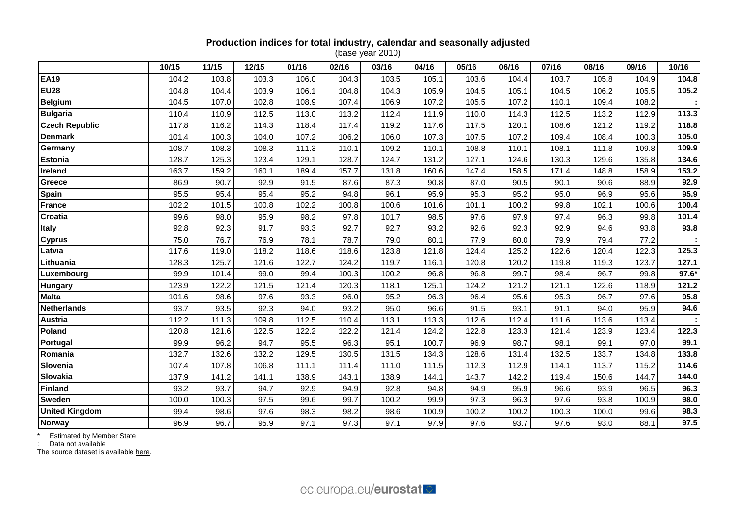## Production indices for total industry, calendar and seasonally adjusted

(base year 2010)

| | 10/15 | 11/15 | 12/15 | 01/16 | 02/16 | 03/16 | 04/16 | 05/16 | 06/16 | 07/16 | 08/16 | 09/16 | 10/16 |
|---|---|---|---|---|---|---|---|---|---|---|---|---|---|
| **EA19** | 104.2 | 103.8 | 103.3 | 106.0 | 104.3 | 103.5 | 105.1 | 103.6 | 104.4 | 103.7 | 105.8 | 104.9 | **104.8** |
| **EU28** | 104.8 | 104.4 | 103.9 | 106.1 | 104.8 | 104.3 | 105.9 | 104.5 | 105.1 | 104.5 | 106.2 | 105.5 | **105.2** |
| **Belgium** | 104.5 | 107.0 | 102.8 | 108.9 | 107.4 | 106.9 | 107.2 | 105.5 | 107.2 | 110.1 | 109.4 | 108.2 | **:** |
| **Bulgaria** | 110.4 | 110.9 | 112.5 | 113.0 | 113.2 | 112.4 | 111.9 | 110.0 | 114.3 | 112.5 | 113.2 | 112.9 | **113.3** |
| **Czech Republic** | 117.8 | 116.2 | 114.3 | 118.4 | 117.4 | 119.2 | 117.6 | 117.5 | 120.1 | 108.6 | 121.2 | 119.2 | **118.8** |
| **Denmark** | 101.4 | 100.3 | 104.0 | 107.2 | 106.2 | 106.0 | 107.3 | 107.5 | 107.2 | 109.4 | 108.4 | 100.3 | **105.0** |
| **Germany** | 108.7 | 108.3 | 108.3 | 111.3 | 110.1 | 109.2 | 110.1 | 108.8 | 110.1 | 108.1 | 111.8 | 109.8 | **109.9** |
| **Estonia** | 128.7 | 125.3 | 123.4 | 129.1 | 128.7 | 124.7 | 131.2 | 127.1 | 124.6 | 130.3 | 129.6 | 135.8 | **134.6** |
| **Ireland** | 163.7 | 159.2 | 160.1 | 189.4 | 157.7 | 131.8 | 160.6 | 147.4 | 158.5 | 171.4 | 148.8 | 158.9 | **153.2** |
| **Greece** | 86.9 | 90.7 | 92.9 | 91.5 | 87.6 | 87.3 | 90.8 | 87.0 | 90.5 | 90.1 | 90.6 | 88.9 | **92.9** |
| **Spain** | 95.5 | 95.4 | 95.4 | 95.2 | 94.8 | 96.1 | 95.9 | 95.3 | 95.2 | 95.0 | 96.9 | 95.6 | **95.9** |
| **France** | 102.2 | 101.5 | 100.8 | 102.2 | 100.8 | 100.6 | 101.6 | 101.1 | 100.2 | 99.8 | 102.1 | 100.6 | **100.4** |
| **Croatia** | 99.6 | 98.0 | 95.9 | 98.2 | 97.8 | 101.7 | 98.5 | 97.6 | 97.9 | 97.4 | 96.3 | 99.8 | **101.4** |
| **Italy** | 92.8 | 92.3 | 91.7 | 93.3 | 92.7 | 92.7 | 93.2 | 92.6 | 92.3 | 92.9 | 94.6 | 93.8 | **93.8** |
| **Cyprus** | 75.0 | 76.7 | 76.9 | 78.1 | 78.7 | 79.0 | 80.1 | 77.9 | 80.0 | 79.9 | 79.4 | 77.2 | **:** |
| **Latvia** | 117.6 | 119.0 | 118.2 | 118.6 | 118.6 | 123.8 | 121.8 | 124.4 | 125.2 | 122.6 | 120.4 | 122.3 | **125.3** |
| **Lithuania** | 128.3 | 125.7 | 121.6 | 122.7 | 124.2 | 119.7 | 116.1 | 120.8 | 120.2 | 119.8 | 119.3 | 123.7 | **127.1** |
| **Luxembourg** | 99.9 | 101.4 | 99.0 | 99.4 | 100.3 | 100.2 | 96.8 | 96.8 | 99.7 | 98.4 | 96.7 | 99.8 | **97.6*** |
| **Hungary** | 123.9 | 122.2 | 121.5 | 121.4 | 120.3 | 118.1 | 125.1 | 124.2 | 121.2 | 121.1 | 122.6 | 118.9 | **121.2** |
| **Malta** | 101.6 | 98.6 | 97.6 | 93.3 | 96.0 | 95.2 | 96.3 | 96.4 | 95.6 | 95.3 | 96.7 | 97.6 | **95.8** |
| **Netherlands** | 93.7 | 93.5 | 92.3 | 94.0 | 93.2 | 95.0 | 96.6 | 91.5 | 93.1 | 91.1 | 94.0 | 95.9 | **94.6** |
| **Austria** | 112.2 | 111.3 | 109.8 | 112.5 | 110.4 | 113.1 | 113.3 | 112.6 | 112.4 | 111.6 | 113.6 | 113.4 | **:** |
| **Poland** | 120.8 | 121.6 | 122.5 | 122.2 | 122.2 | 121.4 | 124.2 | 122.8 | 123.3 | 121.4 | 123.9 | 123.4 | **122.3** |
| **Portugal** | 99.9 | 96.2 | 94.7 | 95.5 | 96.3 | 95.1 | 100.7 | 96.9 | 98.7 | 98.1 | 99.1 | 97.0 | **99.1** |
| **Romania** | 132.7 | 132.6 | 132.2 | 129.5 | 130.5 | 131.5 | 134.3 | 128.6 | 131.4 | 132.5 | 133.7 | 134.8 | **133.8** |
| **Slovenia** | 107.4 | 107.8 | 106.8 | 111.1 | 111.4 | 111.0 | 111.5 | 112.3 | 112.9 | 114.1 | 113.7 | 115.2 | **114.6** |
| **Slovakia** | 137.9 | 141.2 | 141.1 | 138.9 | 143.1 | 138.9 | 144.1 | 143.7 | 142.2 | 119.4 | 150.6 | 144.7 | **144.0** |
| **Finland** | 93.2 | 93.7 | 94.7 | 92.9 | 94.9 | 92.8 | 94.8 | 94.9 | 95.9 | 96.6 | 93.9 | 96.5 | **96.3** |
| **Sweden** | 100.0 | 100.3 | 97.5 | 99.6 | 99.7 | 100.2 | 99.9 | 97.3 | 96.3 | 97.6 | 93.8 | 100.9 | **98.0** |
| **United Kingdom** | 99.4 | 98.6 | 97.6 | 98.3 | 98.2 | 98.6 | 100.9 | 100.2 | 100.2 | 100.3 | 100.0 | 99.6 | **98.3** |
| **Norway** | 96.9 | 96.7 | 95.9 | 97.1 | 97.3 | 97.1 | 97.9 | 97.6 | 93.7 | 97.6 | 93.0 | 88.1 | **97.5** |

\* Estimated by Member State

: Data not available

The source dataset is available here.

ec.europa.eu/eurostat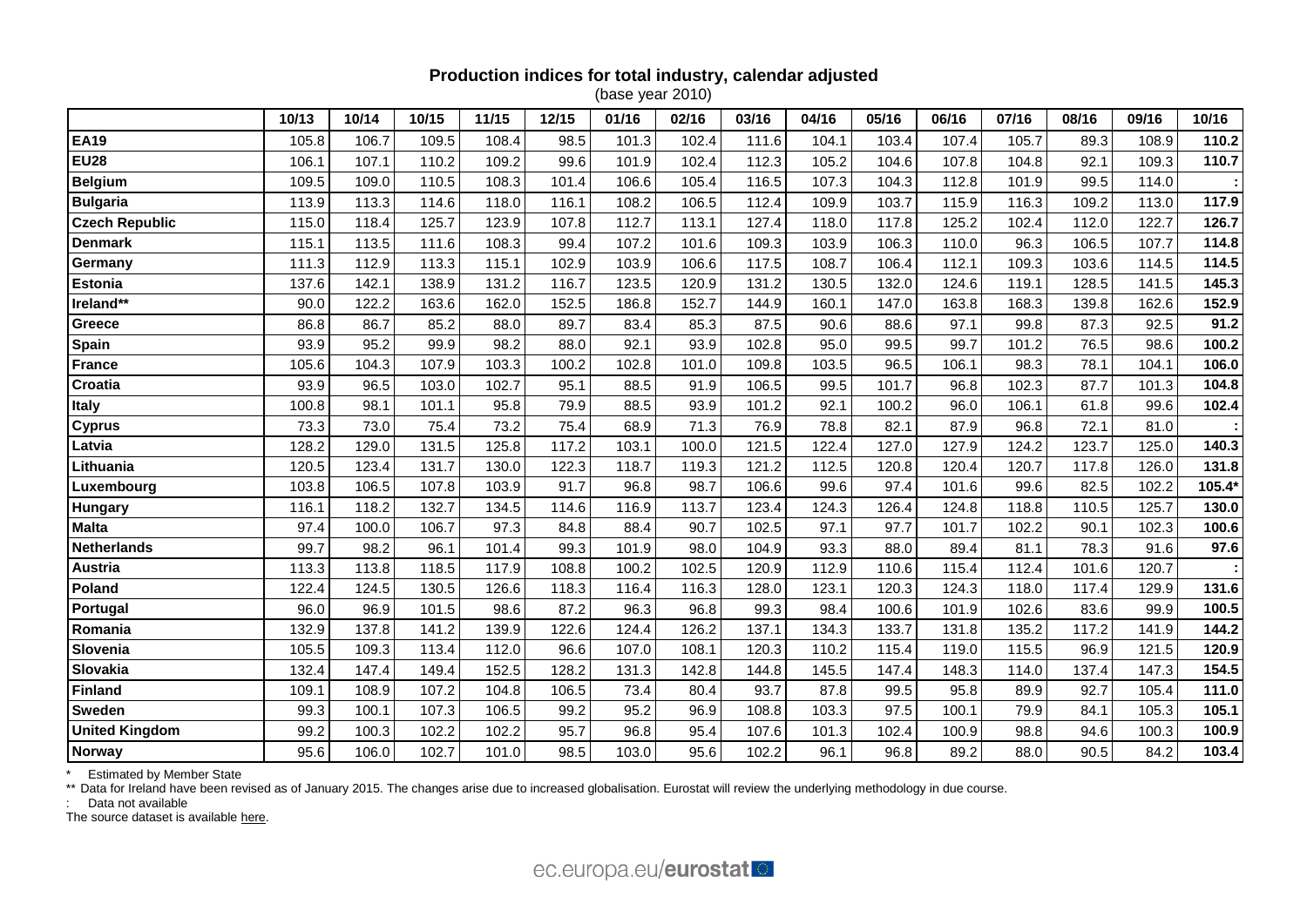## Production indices for total industry, calendar adjusted

(base year 2010)

| | 10/13 | 10/14 | 10/15 | 11/15 | 12/15 | 01/16 | 02/16 | 03/16 | 04/16 | 05/16 | 06/16 | 07/16 | 08/16 | 09/16 | 10/16 |
|---|---|---|---|---|---|---|---|---|---|---|---|---|---|---|---|
| **EA19** | 105.8 | 106.7 | 109.5 | 108.4 | 98.5 | 101.3 | 102.4 | 111.6 | 104.1 | 103.4 | 107.4 | 105.7 | 89.3 | 108.9 | **110.2** |
| **EU28** | 106.1 | 107.1 | 110.2 | 109.2 | 99.6 | 101.9 | 102.4 | 112.3 | 105.2 | 104.6 | 107.8 | 104.8 | 92.1 | 109.3 | **110.7** |
| **Belgium** | 109.5 | 109.0 | 110.5 | 108.3 | 101.4 | 106.6 | 105.4 | 116.5 | 107.3 | 104.3 | 112.8 | 101.9 | 99.5 | 114.0 | **:** |
| **Bulgaria** | 113.9 | 113.3 | 114.6 | 118.0 | 116.1 | 108.2 | 106.5 | 112.4 | 109.9 | 103.7 | 115.9 | 116.3 | 109.2 | 113.0 | **117.9** |
| **Czech Republic** | 115.0 | 118.4 | 125.7 | 123.9 | 107.8 | 112.7 | 113.1 | 127.4 | 118.0 | 117.8 | 125.2 | 102.4 | 112.0 | 122.7 | **126.7** |
| **Denmark** | 115.1 | 113.5 | 111.6 | 108.3 | 99.4 | 107.2 | 101.6 | 109.3 | 103.9 | 106.3 | 110.0 | 96.3 | 106.5 | 107.7 | **114.8** |
| **Germany** | 111.3 | 112.9 | 113.3 | 115.1 | 102.9 | 103.9 | 106.6 | 117.5 | 108.7 | 106.4 | 112.1 | 109.3 | 103.6 | 114.5 | **114.5** |
| **Estonia** | 137.6 | 142.1 | 138.9 | 131.2 | 116.7 | 123.5 | 120.9 | 131.2 | 130.5 | 132.0 | 124.6 | 119.1 | 128.5 | 141.5 | **145.3** |
| **Ireland**** | 90.0 | 122.2 | 163.6 | 162.0 | 152.5 | 186.8 | 152.7 | 144.9 | 160.1 | 147.0 | 163.8 | 168.3 | 139.8 | 162.6 | **152.9** |
| **Greece** | 86.8 | 86.7 | 85.2 | 88.0 | 89.7 | 83.4 | 85.3 | 87.5 | 90.6 | 88.6 | 97.1 | 99.8 | 87.3 | 92.5 | **91.2** |
| **Spain** | 93.9 | 95.2 | 99.9 | 98.2 | 88.0 | 92.1 | 93.9 | 102.8 | 95.0 | 99.5 | 99.7 | 101.2 | 76.5 | 98.6 | **100.2** |
| **France** | 105.6 | 104.3 | 107.9 | 103.3 | 100.2 | 102.8 | 101.0 | 109.8 | 103.5 | 96.5 | 106.1 | 98.3 | 78.1 | 104.1 | **106.0** |
| **Croatia** | 93.9 | 96.5 | 103.0 | 102.7 | 95.1 | 88.5 | 91.9 | 106.5 | 99.5 | 101.7 | 96.8 | 102.3 | 87.7 | 101.3 | **104.8** |
| **Italy** | 100.8 | 98.1 | 101.1 | 95.8 | 79.9 | 88.5 | 93.9 | 101.2 | 92.1 | 100.2 | 96.0 | 106.1 | 61.8 | 99.6 | **102.4** |
| **Cyprus** | 73.3 | 73.0 | 75.4 | 73.2 | 75.4 | 68.9 | 71.3 | 76.9 | 78.8 | 82.1 | 87.9 | 96.8 | 72.1 | 81.0 | **:** |
| **Latvia** | 128.2 | 129.0 | 131.5 | 125.8 | 117.2 | 103.1 | 100.0 | 121.5 | 122.4 | 127.0 | 127.9 | 124.2 | 123.7 | 125.0 | **140.3** |
| **Lithuania** | 120.5 | 123.4 | 131.7 | 130.0 | 122.3 | 118.7 | 119.3 | 121.2 | 112.5 | 120.8 | 120.4 | 120.7 | 117.8 | 126.0 | **131.8** |
| **Luxembourg** | 103.8 | 106.5 | 107.8 | 103.9 | 91.7 | 96.8 | 98.7 | 106.6 | 99.6 | 97.4 | 101.6 | 99.6 | 82.5 | 102.2 | **105.4*** |
| **Hungary** | 116.1 | 118.2 | 132.7 | 134.5 | 114.6 | 116.9 | 113.7 | 123.4 | 124.3 | 126.4 | 124.8 | 118.8 | 110.5 | 125.7 | **130.0** |
| **Malta** | 97.4 | 100.0 | 106.7 | 97.3 | 84.8 | 88.4 | 90.7 | 102.5 | 97.1 | 97.7 | 101.7 | 102.2 | 90.1 | 102.3 | **100.6** |
| **Netherlands** | 99.7 | 98.2 | 96.1 | 101.4 | 99.3 | 101.9 | 98.0 | 104.9 | 93.3 | 88.0 | 89.4 | 81.1 | 78.3 | 91.6 | **97.6** |
| **Austria** | 113.3 | 113.8 | 118.5 | 117.9 | 108.8 | 100.2 | 102.5 | 120.9 | 112.9 | 110.6 | 115.4 | 112.4 | 101.6 | 120.7 | **:** |
| **Poland** | 122.4 | 124.5 | 130.5 | 126.6 | 118.3 | 116.4 | 116.3 | 128.0 | 123.1 | 120.3 | 124.3 | 118.0 | 117.4 | 129.9 | **131.6** |
| **Portugal** | 96.0 | 96.9 | 101.5 | 98.6 | 87.2 | 96.3 | 96.8 | 99.3 | 98.4 | 100.6 | 101.9 | 102.6 | 83.6 | 99.9 | **100.5** |
| **Romania** | 132.9 | 137.8 | 141.2 | 139.9 | 122.6 | 124.4 | 126.2 | 137.1 | 134.3 | 133.7 | 131.8 | 135.2 | 117.2 | 141.9 | **144.2** |
| **Slovenia** | 105.5 | 109.3 | 113.4 | 112.0 | 96.6 | 107.0 | 108.1 | 120.3 | 110.2 | 115.4 | 119.0 | 115.5 | 96.9 | 121.5 | **120.9** |
| **Slovakia** | 132.4 | 147.4 | 149.4 | 152.5 | 128.2 | 131.3 | 142.8 | 144.8 | 145.5 | 147.4 | 148.3 | 114.0 | 137.4 | 147.3 | **154.5** |
| **Finland** | 109.1 | 108.9 | 107.2 | 104.8 | 106.5 | 73.4 | 80.4 | 93.7 | 87.8 | 99.5 | 95.8 | 89.9 | 92.7 | 105.4 | **111.0** |
| **Sweden** | 99.3 | 100.1 | 107.3 | 106.5 | 99.2 | 95.2 | 96.9 | 108.8 | 103.3 | 97.5 | 100.1 | 79.9 | 84.1 | 105.3 | **105.1** |
| **United Kingdom** | 99.2 | 100.3 | 102.2 | 102.2 | 95.7 | 96.8 | 95.4 | 107.6 | 101.3 | 102.4 | 100.9 | 98.8 | 94.6 | 100.3 | **100.9** |
| **Norway** | 95.6 | 106.0 | 102.7 | 101.0 | 98.5 | 103.0 | 95.6 | 102.2 | 96.1 | 96.8 | 89.2 | 88.0 | 90.5 | 84.2 | **103.4** |

\* Estimated by Member State

** Data for Ireland have been revised as of January 2015. The changes arise due to increased globalisation. Eurostat will review the underlying methodology in due course.

: Data not available

The source dataset is available here.